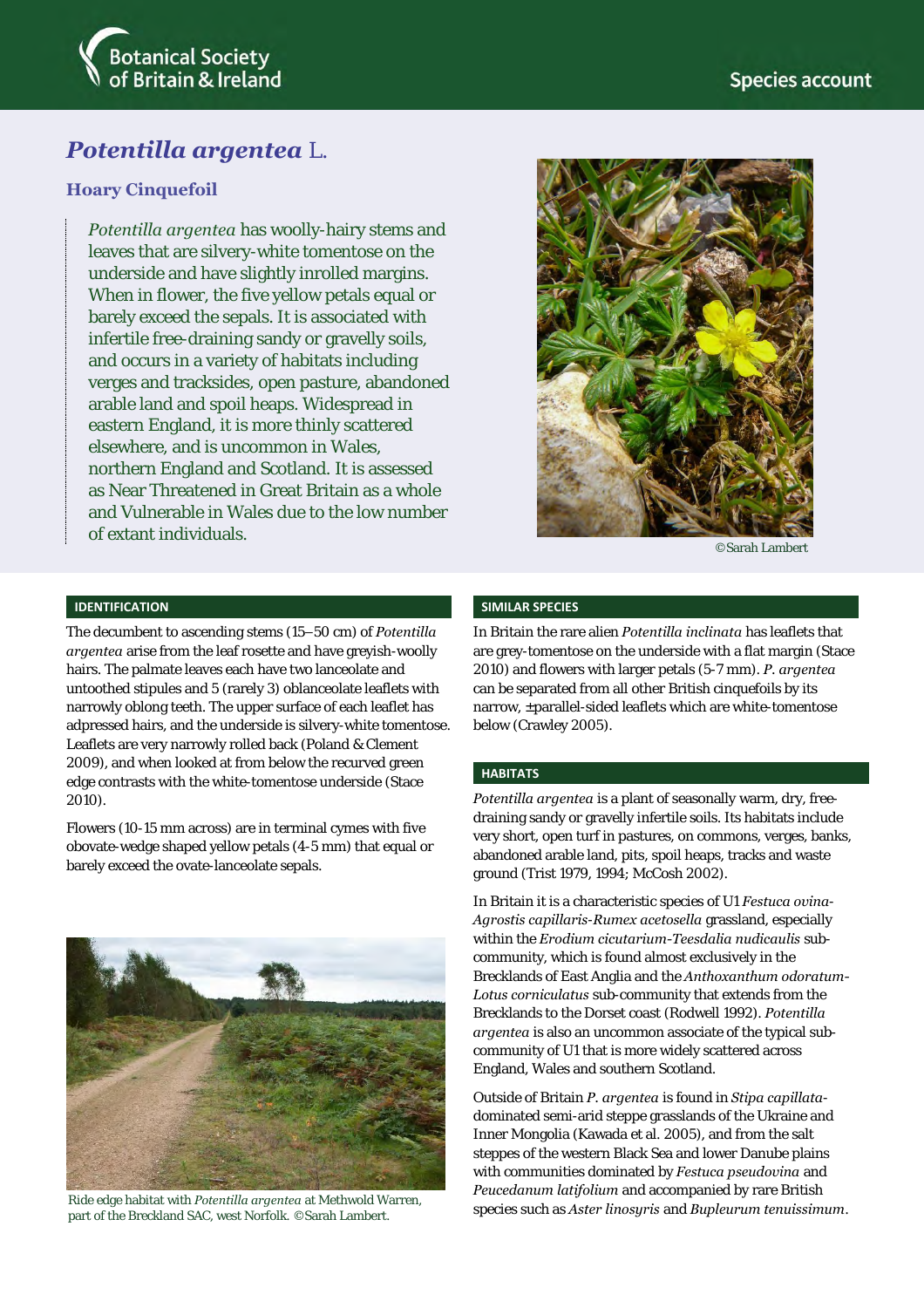Botanical Society of Britain & Ireland

Species account

# *Potentilla argentea* L.

## Hoary Cinquefoil

*Potentilla argentea* has woolly-hairy stems and leaves that are silvery-white tomentose on the underside and have slightly inrolled margins. When in flower, the five yellow petals equal or barely exceed the sepals. It is associated with infertile free-draining sandy or gravelly soils, and occurs in a variety of habitats including verges and tracksides, open pasture, abandoned arable land and spoil heaps. Widespread in eastern England, it is more thinly scattered elsewhere, and is uncommon in Wales, northern England and Scotland. It is assessed as Near Threatened in Great Britain as a whole and Vulnerable in Wales due to the low number of extant individuals.

©Sarah Lambert

### IDENTIFICATION

The decumbent to ascending stems (15–50 cm) of *Potentilla argentea* arise from the leaf rosette and have greyish-woolly hairs. The palmate leaves each have two lanceolate and untoothed stipules and 5 (rarely 3) oblanceolate leaflets with narrowly oblong teeth. The upper surface of each leaflet has adpressed hairs, and the underside is silvery-white tomentose. Leaflets are very narrowly rolled back (Poland & Clement 2009), and when looked at from below the recurved green edge contrasts with the white-tomentose underside (Stace 2010).

Flowers (10-15 mm across) are in terminal cymes with five obovate-wedge shaped yellow petals (4-5 mm) that equal or barely exceed the ovate-lanceolate sepals.

Ride edge habitat with *Potentilla argentea* at Methwold Warren, part of the Breckland SAC, west Norfolk. ©Sarah Lambert.

### SIMILAR SPECIES

In Britain the rare alien *Potentilla inclinata* has leaflets that are grey-tomentose on the underside with a flat margin (Stace 2010) and flowers with larger petals (5-7 mm). *P. argentea* can be separated from all other British cinquefoils by its narrow, ±parallel-sided leaflets which are white-tomentose below (Crawley 2005).

### HABITATS

*Potentilla argentea* is a plant of seasonally warm, dry, free-draining sandy or gravelly infertile soils. Its habitats include very short, open turf in pastures, on commons, verges, banks, abandoned arable land, pits, spoil heaps, tracks and waste ground (Trist 1979, 1994; McCosh 2002).

In Britain it is a characteristic species of U1 *Festuca ovina-Agrostis capillaris-Rumex acetosella* grassland, especially within the *Erodium cicutarium-Teesdalia nudicaulis* sub-community, which is found almost exclusively in the Brecklands of East Anglia and the *Anthoxanthum odoratum-Lotus corniculatus* sub-community that extends from the Brecklands to the Dorset coast (Rodwell 1992). *Potentilla argentea* is also an uncommon associate of the typical sub-community of U1 that is more widely scattered across England, Wales and southern Scotland.

Outside of Britain *P. argentea* is found in *Stipa capillata*-dominated semi-arid steppe grasslands of the Ukraine and Inner Mongolia (Kawada et al. 2005), and from the salt steppes of the western Black Sea and lower Danube plains with communities dominated by *Festuca pseudovina* and *Peucedanum latifolium* and accompanied by rare British species such as *Aster linosyris* and *Bupleurum tenuissimum*.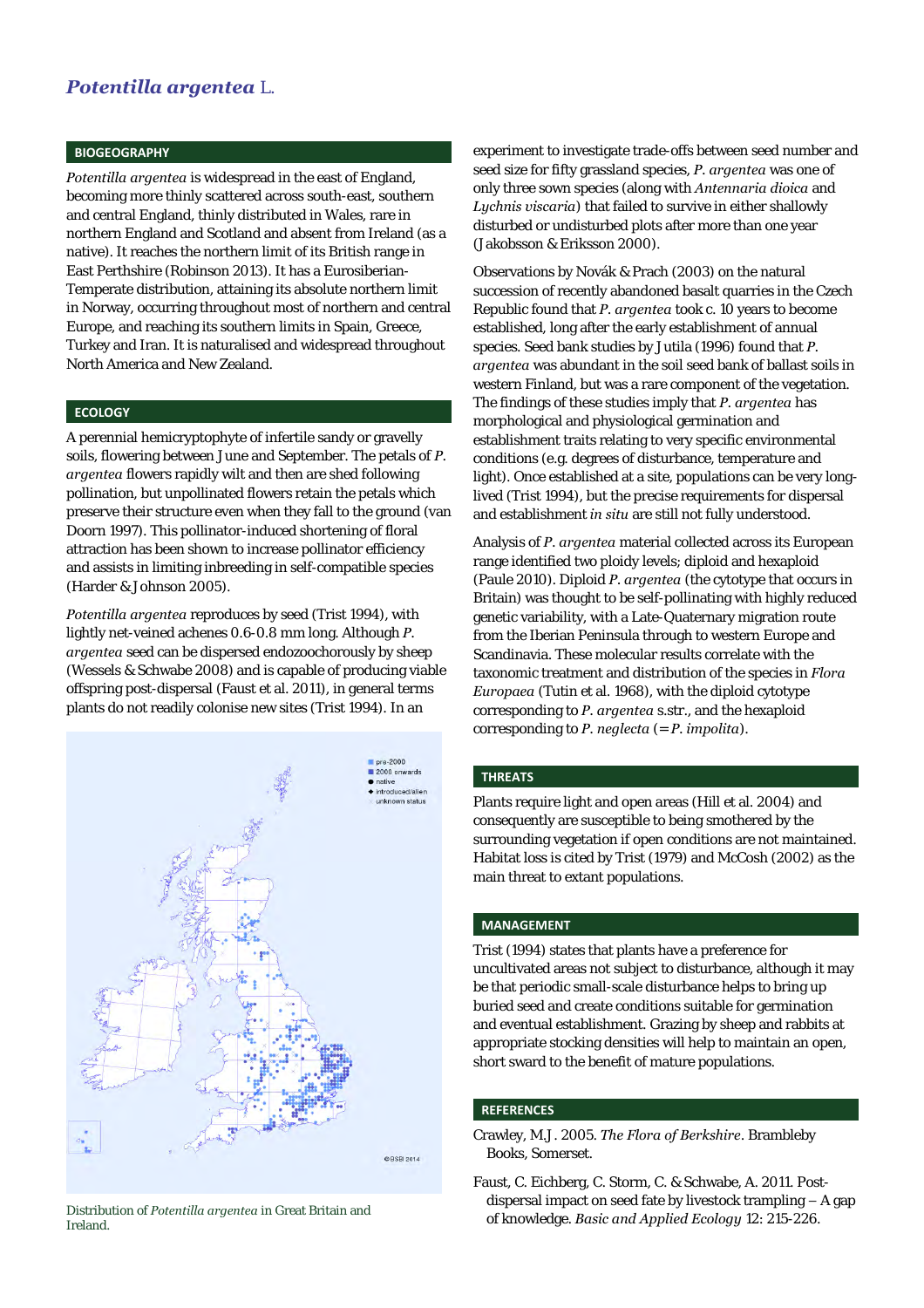# *Potentilla argentea* L.

## BIOGEOGRAPHY

*Potentilla argentea* is widespread in the east of England, becoming more thinly scattered across south-east, southern and central England, thinly distributed in Wales, rare in northern England and Scotland and absent from Ireland (as a native). It reaches the northern limit of its British range in East Perthshire (Robinson 2013). It has a Eurosiberian-Temperate distribution, attaining its absolute northern limit in Norway, occurring throughout most of northern and central Europe, and reaching its southern limits in Spain, Greece, Turkey and Iran. It is naturalised and widespread throughout North America and New Zealand.

## ECOLOGY

A perennial hemicryptophyte of infertile sandy or gravelly soils, flowering between June and September. The petals of *P. argentea* flowers rapidly wilt and then are shed following pollination, but unpollinated flowers retain the petals which preserve their structure even when they fall to the ground (van Doorn 1997). This pollinator-induced shortening of floral attraction has been shown to increase pollinator efficiency and assists in limiting inbreeding in self-compatible species (Harder & Johnson 2005).

*Potentilla argentea* reproduces by seed (Trist 1994), with lightly net-veined achenes 0.6-0.8 mm long. Although *P. argentea* seed can be dispersed endozoochorously by sheep (Wessels & Schwabe 2008) and is capable of producing viable offspring post-dispersal (Faust et al. 2011), in general terms plants do not readily colonise new sites (Trist 1994). In an experiment to investigate trade-offs between seed number and seed size for fifty grassland species, *P. argentea* was one of only three sown species (along with *Antennaria dioica* and *Lychnis viscaria*) that failed to survive in either shallowly disturbed or undisturbed plots after more than one year (Jakobsson & Eriksson 2000).

Observations by Novák & Prach (2003) on the natural succession of recently abandoned basalt quarries in the Czech Republic found that *P. argentea* took c. 10 years to become established, long after the early establishment of annual species. Seed bank studies by Jutila (1996) found that *P. argentea* was abundant in the soil seed bank of ballast soils in western Finland, but was a rare component of the vegetation. The findings of these studies imply that *P. argentea* has morphological and physiological germination and establishment traits relating to very specific environmental conditions (e.g. degrees of disturbance, temperature and light). Once established at a site, populations can be very long-lived (Trist 1994), but the precise requirements for dispersal and establishment *in situ* are still not fully understood.

Analysis of *P. argentea* material collected across its European range identified two ploidy levels; diploid and hexaploid (Paule 2010). Diploid *P. argentea* (the cytotype that occurs in Britain) was thought to be self-pollinating with highly reduced genetic variability, with a Late-Quaternary migration route from the Iberian Peninsula through to western Europe and Scandinavia. These molecular results correlate with the taxonomic treatment and distribution of the species in *Flora Europaea* (Tutin et al. 1968), with the diploid cytotype corresponding to *P. argentea* s.str., and the hexaploid corresponding to *P. neglecta* (= *P. impolita*).

Distribution of *Potentilla argentea* in Great Britain and Ireland.

## THREATS

Plants require light and open areas (Hill et al. 2004) and consequently are susceptible to being smothered by the surrounding vegetation if open conditions are not maintained. Habitat loss is cited by Trist (1979) and McCosh (2002) as the main threat to extant populations.

## MANAGEMENT

Trist (1994) states that plants have a preference for uncultivated areas not subject to disturbance, although it may be that periodic small-scale disturbance helps to bring up buried seed and create conditions suitable for germination and eventual establishment. Grazing by sheep and rabbits at appropriate stocking densities will help to maintain an open, short sward to the benefit of mature populations.

## REFERENCES

Crawley, M.J. 2005. *The Flora of Berkshire*. Brambleby Books, Somerset.

Faust, C. Eichberg, C. Storm, C. & Schwabe, A. 2011. Post-dispersal impact on seed fate by livestock trampling – A gap of knowledge. *Basic and Applied Ecology* 12: 215-226.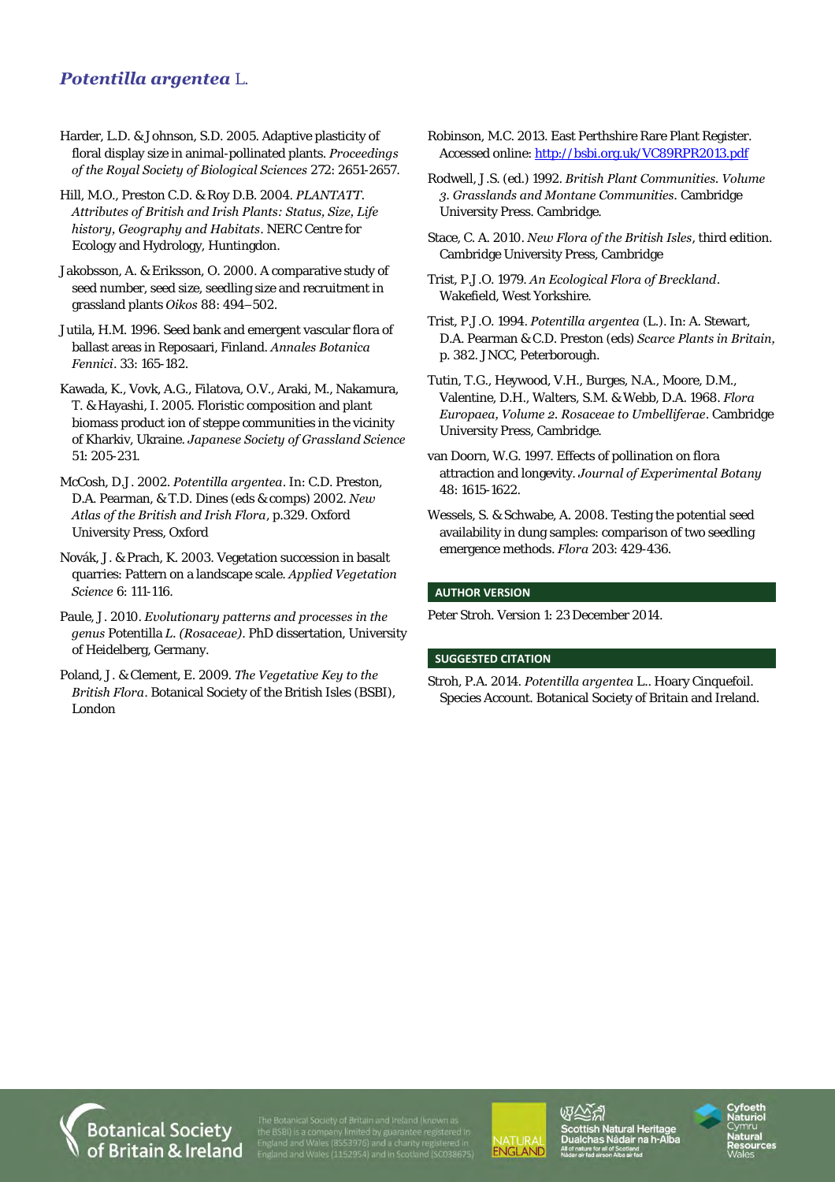Harder, L.D. & Johnson, S.D. 2005. Adaptive plasticity of floral display size in animal-pollinated plants. *Proceedings of the Royal Society of Biological Sciences* 272: 2651-2657.

Hill, M.O., Preston C.D. & Roy D.B. 2004. *PLANTATT. Attributes of British and Irish Plants: Status, Size, Life history, Geography and Habitats*. NERC Centre for Ecology and Hydrology, Huntingdon.

Jakobsson, A. & Eriksson, O. 2000. A comparative study of seed number, seed size, seedling size and recruitment in grassland plants *Oikos* 88: 494–502.

Jutila, H.M. 1996. Seed bank and emergent vascular flora of ballast areas in Reposaari, Finland. *Annales Botanica Fennici*. 33: 165-182.

Kawada, K., Vovk, A.G., Filatova, O.V., Araki, M., Nakamura, T. & Hayashi, I. 2005. Floristic composition and plant biomass product ion of steppe communities in the vicinity of Kharkiv, Ukraine. *Japanese Society of Grassland Science* 51: 205-231.

McCosh, D.J. 2002. *Potentilla argentea*. In: C.D. Preston, D.A. Pearman, & T.D. Dines (eds & comps) 2002. *New Atlas of the British and Irish Flora*, p.329. Oxford University Press, Oxford

Novák, J. & Prach, K. 2003. Vegetation succession in basalt quarries: Pattern on a landscape scale. *Applied Vegetation Science* 6: 111-116.

Paule, J. 2010. *Evolutionary patterns and processes in the genus* Potentilla *L. (Rosaceae)*. PhD dissertation, University of Heidelberg, Germany.

Poland, J. & Clement, E. 2009. *The Vegetative Key to the British Flora*. Botanical Society of the British Isles (BSBI), London

Robinson, M.C. 2013. East Perthshire Rare Plant Register. Accessed online: http://bsbi.org.uk/VC89RPR2013.pdf

Rodwell, J.S. (ed.) 1992. *British Plant Communities. Volume 3. Grasslands and Montane Communities*. Cambridge University Press. Cambridge.

Stace, C. A. 2010. *New Flora of the British Isles*, third edition. Cambridge University Press, Cambridge

Trist, P.J.O. 1979. *An Ecological Flora of Breckland*. Wakefield, West Yorkshire.

Trist, P.J.O. 1994. *Potentilla argentea* (L.). In: A. Stewart, D.A. Pearman & C.D. Preston (eds) *Scarce Plants in Britain*, p. 382. JNCC, Peterborough.

Tutin, T.G., Heywood, V.H., Burges, N.A., Moore, D.M., Valentine, D.H., Walters, S.M. & Webb, D.A. 1968. *Flora Europaea, Volume 2. Rosaceae to Umbelliferae*. Cambridge University Press, Cambridge.

van Doorn, W.G. 1997. Effects of pollination on flora attraction and longevity. *Journal of Experimental Botany* 48: 1615-1622.

Wessels, S. & Schwabe, A. 2008. Testing the potential seed availability in dung samples: comparison of two seedling emergence methods. *Flora* 203: 429-436.

## AUTHOR VERSION

Peter Stroh. Version 1: 23 December 2014.

## SUGGESTED CITATION

Stroh, P.A. 2014. *Potentilla argentea* L.. Hoary Cinquefoil. Species Account. Botanical Society of Britain and Ireland.

Botanical Society of Britain & Ireland

The Botanical Society of Britain and Ireland (known as the BSBI) is a company limited by guarantee registered in England and Wales (8553976) and a charity registered in England and Wales (1152954) and in Scotland (SC038675)